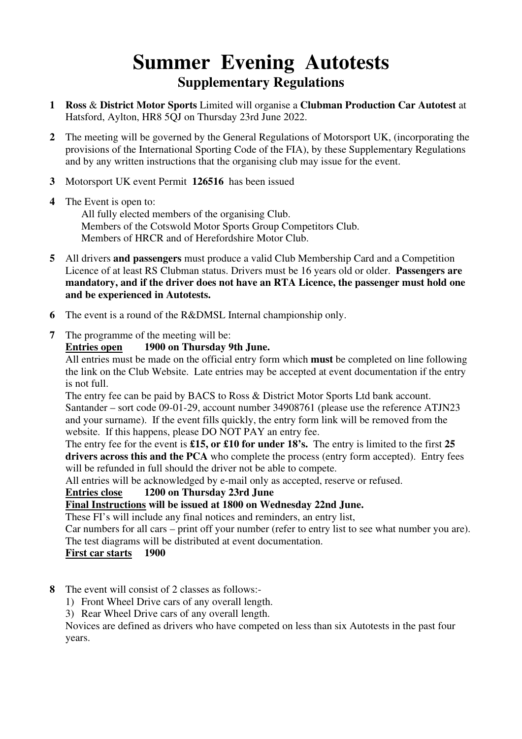# Summer Evening Autotests

## Supplementary Regulations

**1** **Ross** & **District Motor Sports** Limited will organise a **Clubman Production Car Autotest** at Hatsford, Aylton, HR8 5QJ on Thursday 23rd June 2022.

**2** The meeting will be governed by the General Regulations of Motorsport UK, (incorporating the provisions of the International Sporting Code of the FIA), by these Supplementary Regulations and by any written instructions that the organising club may issue for the event.

**3** Motorsport UK event Permit **126516** has been issued

**4** The Event is open to:
All fully elected members of the organising Club.
Members of the Cotswold Motor Sports Group Competitors Club.
Members of HRCR and of Herefordshire Motor Club.

**5** All drivers **and passengers** must produce a valid Club Membership Card and a Competition Licence of at least RS Clubman status. Drivers must be 16 years old or older. **Passengers are mandatory, and if the driver does not have an RTA Licence, the passenger must hold one and be experienced in Autotests.**

**6** The event is a round of the R&DMSL Internal championship only.

**7** The programme of the meeting will be:
<u>**Entries open**</u> **1900 on Thursday 9th June.**
All entries must be made on the official entry form which **must** be completed on line following the link on the Club Website. Late entries may be accepted at event documentation if the entry is not full.
The entry fee can be paid by BACS to Ross & District Motor Sports Ltd bank account. Santander – sort code 09-01-29, account number 34908761 (please use the reference ATJN23 and your surname). If the event fills quickly, the entry form link will be removed from the website. If this happens, please DO NOT PAY an entry fee.
The entry fee for the event is **£15, or £10 for under 18's.** The entry is limited to the first **25 drivers across this and the PCA** who complete the process (entry form accepted). Entry fees will be refunded in full should the driver not be able to compete.
All entries will be acknowledged by e-mail only as accepted, reserve or refused.
<u>**Entries close**</u> **1200 on Thursday 23rd June**
<u>**Final Instructions**</u> **will be issued at 1800 on Wednesday 22nd June.**
These FI's will include any final notices and reminders, an entry list,
Car numbers for all cars – print off your number (refer to entry list to see what number you are).
The test diagrams will be distributed at event documentation.
<u>**First car starts**</u> **1900**

**8** The event will consist of 2 classes as follows:-
1) Front Wheel Drive cars of any overall length.
3) Rear Wheel Drive cars of any overall length.
Novices are defined as drivers who have competed on less than six Autotests in the past four years.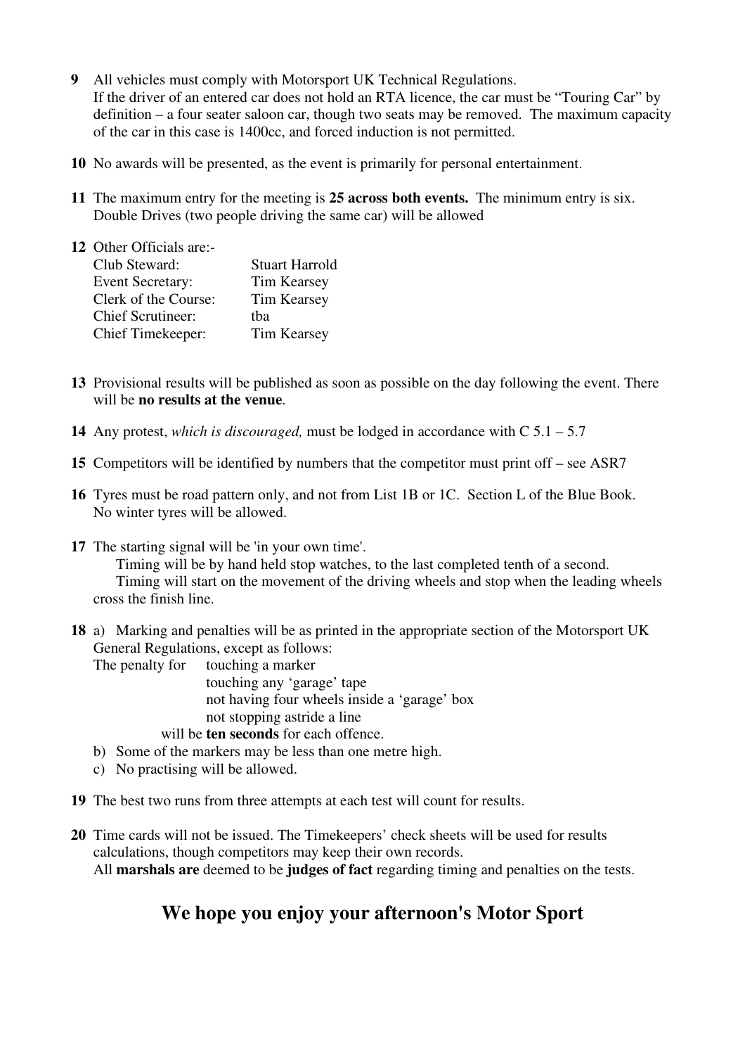**9** All vehicles must comply with Motorsport UK Technical Regulations.
If the driver of an entered car does not hold an RTA licence, the car must be "Touring Car" by definition – a four seater saloon car, though two seats may be removed. The maximum capacity of the car in this case is 1400cc, and forced induction is not permitted.

**10** No awards will be presented, as the event is primarily for personal entertainment.

**11** The maximum entry for the meeting is **25 across both events.** The minimum entry is six. Double Drives (two people driving the same car) will be allowed

**12** Other Officials are:-

| | |
|---|---|
| Club Steward: | Stuart Harrold |
| Event Secretary: | Tim Kearsey |
| Clerk of the Course: | Tim Kearsey |
| Chief Scrutineer: | tba |
| Chief Timekeeper: | Tim Kearsey |

**13** Provisional results will be published as soon as possible on the day following the event. There will be **no results at the venue**.

**14** Any protest, *which is discouraged,* must be lodged in accordance with C 5.1 – 5.7

**15** Competitors will be identified by numbers that the competitor must print off – see ASR7

**16** Tyres must be road pattern only, and not from List 1B or 1C. Section L of the Blue Book. No winter tyres will be allowed.

**17** The starting signal will be 'in your own time'.
Timing will be by hand held stop watches, to the last completed tenth of a second.
Timing will start on the movement of the driving wheels and stop when the leading wheels cross the finish line.

**18** a) Marking and penalties will be as printed in the appropriate section of the Motorsport UK General Regulations, except as follows:
The penalty for touching a marker
touching any 'garage' tape
not having four wheels inside a 'garage' box
not stopping astride a line
will be **ten seconds** for each offence.

b) Some of the markers may be less than one metre high.

c) No practising will be allowed.

**19** The best two runs from three attempts at each test will count for results.

**20** Time cards will not be issued. The Timekeepers' check sheets will be used for results calculations, though competitors may keep their own records.
All **marshals are** deemed to be **judges of fact** regarding timing and penalties on the tests.

## We hope you enjoy your afternoon's Motor Sport